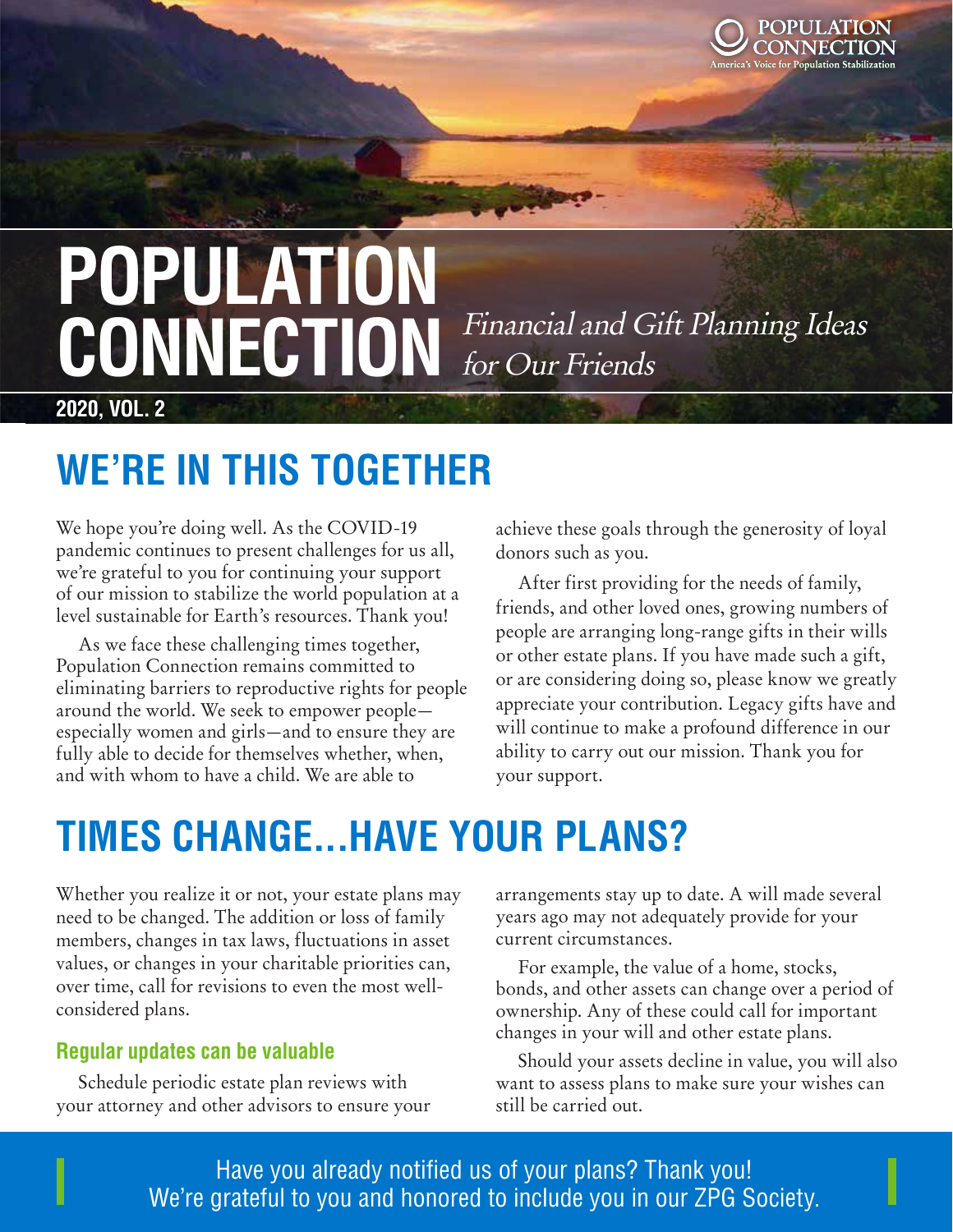POPULATION CONNECTION
America's Voice for Population Stabilization

# POPULATION CONNECTION

*Financial and Gift Planning Ideas for Our Friends*

**2020, VOL. 2**

## WE'RE IN THIS TOGETHER

We hope you're doing well. As the COVID-19 pandemic continues to present challenges for us all, we're grateful to you for continuing your support of our mission to stabilize the world population at a level sustainable for Earth's resources. Thank you!

As we face these challenging times together, Population Connection remains committed to eliminating barriers to reproductive rights for people around the world. We seek to empower people—especially women and girls—and to ensure they are fully able to decide for themselves whether, when, and with whom to have a child. We are able to achieve these goals through the generosity of loyal donors such as you.

After first providing for the needs of family, friends, and other loved ones, growing numbers of people are arranging long-range gifts in their wills or other estate plans. If you have made such a gift, or are considering doing so, please know we greatly appreciate your contribution. Legacy gifts have and will continue to make a profound difference in our ability to carry out our mission. Thank you for your support.

## TIMES CHANGE...HAVE YOUR PLANS?

Whether you realize it or not, your estate plans may need to be changed. The addition or loss of family members, changes in tax laws, fluctuations in asset values, or changes in your charitable priorities can, over time, call for revisions to even the most well-considered plans.

### Regular updates can be valuable

Schedule periodic estate plan reviews with your attorney and other advisors to ensure your arrangements stay up to date. A will made several years ago may not adequately provide for your current circumstances.

For example, the value of a home, stocks, bonds, and other assets can change over a period of ownership. Any of these could call for important changes in your will and other estate plans.

Should your assets decline in value, you will also want to assess plans to make sure your wishes can still be carried out.

Have you already notified us of your plans? Thank you!
We're grateful to you and honored to include you in our ZPG Society.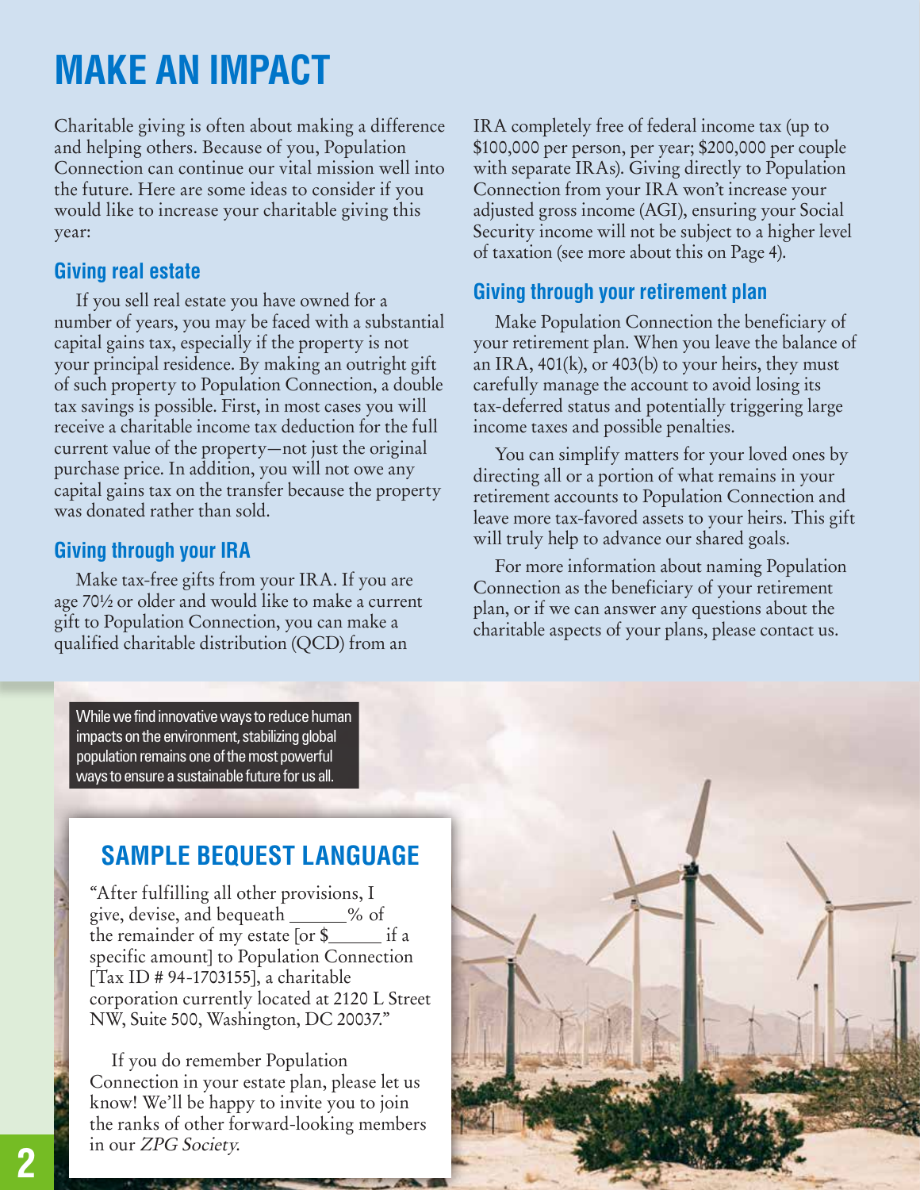# MAKE AN IMPACT

Charitable giving is often about making a difference and helping others. Because of you, Population Connection can continue our vital mission well into the future. Here are some ideas to consider if you would like to increase your charitable giving this year:

## Giving real estate

If you sell real estate you have owned for a number of years, you may be faced with a substantial capital gains tax, especially if the property is not your principal residence. By making an outright gift of such property to Population Connection, a double tax savings is possible. First, in most cases you will receive a charitable income tax deduction for the full current value of the property—not just the original purchase price. In addition, you will not owe any capital gains tax on the transfer because the property was donated rather than sold.

## Giving through your IRA

Make tax-free gifts from your IRA. If you are age 70½ or older and would like to make a current gift to Population Connection, you can make a qualified charitable distribution (QCD) from an IRA completely free of federal income tax (up to $100,000 per person, per year; $200,000 per couple with separate IRAs). Giving directly to Population Connection from your IRA won't increase your adjusted gross income (AGI), ensuring your Social Security income will not be subject to a higher level of taxation (see more about this on Page 4).

## Giving through your retirement plan

Make Population Connection the beneficiary of your retirement plan. When you leave the balance of an IRA, 401(k), or 403(b) to your heirs, they must carefully manage the account to avoid losing its tax-deferred status and potentially triggering large income taxes and possible penalties.

You can simplify matters for your loved ones by directing all or a portion of what remains in your retirement accounts to Population Connection and leave more tax-favored assets to your heirs. This gift will truly help to advance our shared goals.

For more information about naming Population Connection as the beneficiary of your retirement plan, or if we can answer any questions about the charitable aspects of your plans, please contact us.

While we find innovative ways to reduce human impacts on the environment, stabilizing global population remains one of the most powerful ways to ensure a sustainable future for us all.

## SAMPLE BEQUEST LANGUAGE

"After fulfilling all other provisions, I give, devise, and bequeath ______% of the remainder of my estate [or $______ if a specific amount] to Population Connection [Tax ID # 94-1703155], a charitable corporation currently located at 2120 L Street NW, Suite 500, Washington, DC 20037."

If you do remember Population Connection in your estate plan, please let us know! We'll be happy to invite you to join the ranks of other forward-looking members in our *ZPG Society*.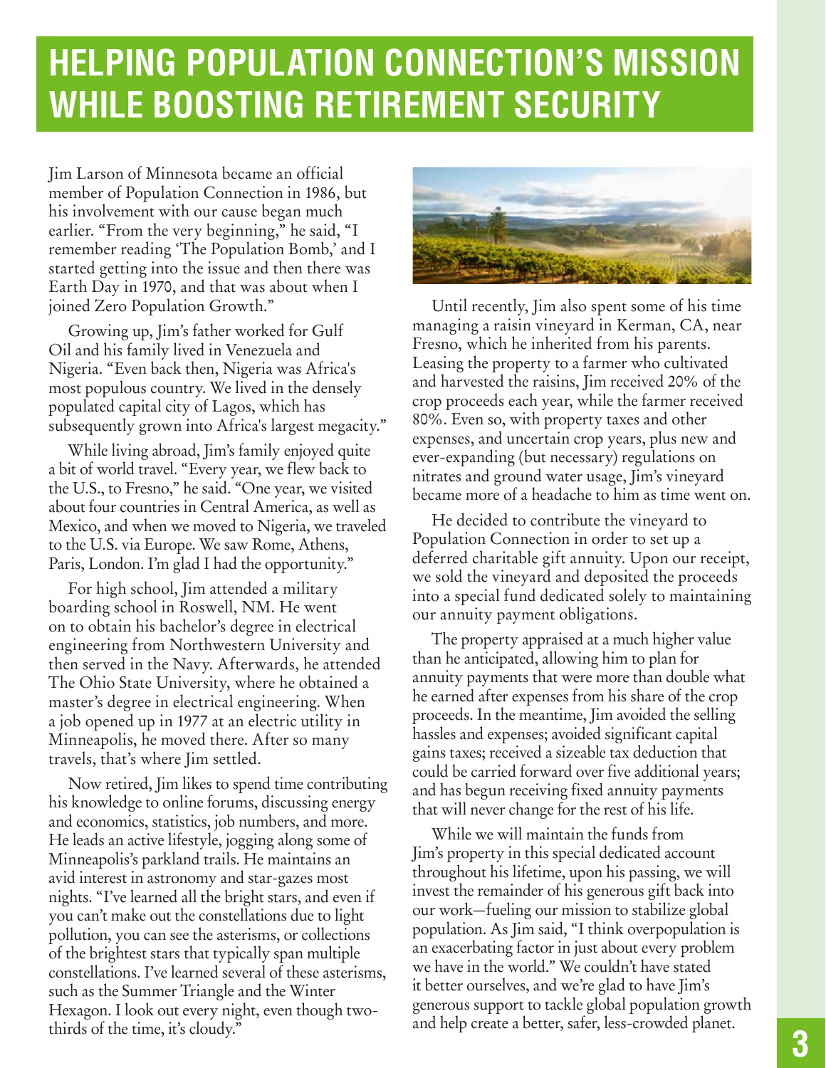# HELPING POPULATION CONNECTION'S MISSION WHILE BOOSTING RETIREMENT SECURITY

Jim Larson of Minnesota became an official member of Population Connection in 1986, but his involvement with our cause began much earlier. "From the very beginning," he said, "I remember reading 'The Population Bomb,' and I started getting into the issue and then there was Earth Day in 1970, and that was about when I joined Zero Population Growth."

Growing up, Jim's father worked for Gulf Oil and his family lived in Venezuela and Nigeria. "Even back then, Nigeria was Africa's most populous country. We lived in the densely populated capital city of Lagos, which has subsequently grown into Africa's largest megacity."

While living abroad, Jim's family enjoyed quite a bit of world travel. "Every year, we flew back to the U.S., to Fresno," he said. "One year, we visited about four countries in Central America, as well as Mexico, and when we moved to Nigeria, we traveled to the U.S. via Europe. We saw Rome, Athens, Paris, London. I'm glad I had the opportunity."

For high school, Jim attended a military boarding school in Roswell, NM. He went on to obtain his bachelor's degree in electrical engineering from Northwestern University and then served in the Navy. Afterwards, he attended The Ohio State University, where he obtained a master's degree in electrical engineering. When a job opened up in 1977 at an electric utility in Minneapolis, he moved there. After so many travels, that's where Jim settled.

Now retired, Jim likes to spend time contributing his knowledge to online forums, discussing energy and economics, statistics, job numbers, and more. He leads an active lifestyle, jogging along some of Minneapolis's parkland trails. He maintains an avid interest in astronomy and star-gazes most nights. "I've learned all the bright stars, and even if you can't make out the constellations due to light pollution, you can see the asterisms, or collections of the brightest stars that typically span multiple constellations. I've learned several of these asterisms, such as the Summer Triangle and the Winter Hexagon. I look out every night, even though two-thirds of the time, it's cloudy."

Until recently, Jim also spent some of his time managing a raisin vineyard in Kerman, CA, near Fresno, which he inherited from his parents. Leasing the property to a farmer who cultivated and harvested the raisins, Jim received 20% of the crop proceeds each year, while the farmer received 80%. Even so, with property taxes and other expenses, and uncertain crop years, plus new and ever-expanding (but necessary) regulations on nitrates and ground water usage, Jim's vineyard became more of a headache to him as time went on.

He decided to contribute the vineyard to Population Connection in order to set up a deferred charitable gift annuity. Upon our receipt, we sold the vineyard and deposited the proceeds into a special fund dedicated solely to maintaining our annuity payment obligations.

The property appraised at a much higher value than he anticipated, allowing him to plan for annuity payments that were more than double what he earned after expenses from his share of the crop proceeds. In the meantime, Jim avoided the selling hassles and expenses; avoided significant capital gains taxes; received a sizeable tax deduction that could be carried forward over five additional years; and has begun receiving fixed annuity payments that will never change for the rest of his life.

While we will maintain the funds from Jim's property in this special dedicated account throughout his lifetime, upon his passing, we will invest the remainder of his generous gift back into our work—fueling our mission to stabilize global population. As Jim said, "I think overpopulation is an exacerbating factor in just about every problem we have in the world." We couldn't have stated it better ourselves, and we're glad to have Jim's generous support to tackle global population growth and help create a better, safer, less-crowded planet.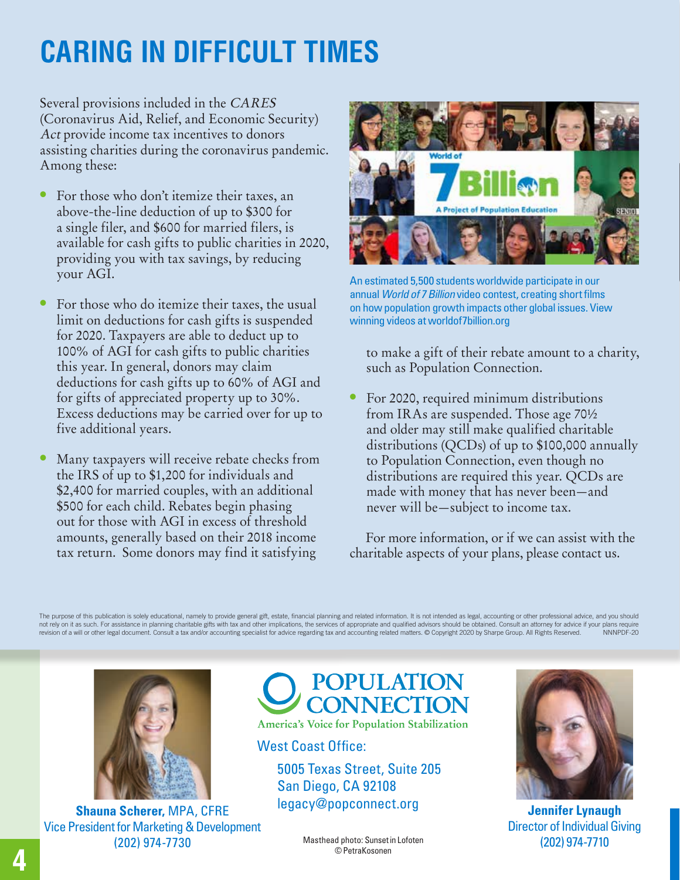# CARING IN DIFFICULT TIMES

Several provisions included in the *CARES* (Coronavirus Aid, Relief, and Economic Security) *Act* provide income tax incentives to donors assisting charities during the coronavirus pandemic. Among these:

- For those who don't itemize their taxes, an above-the-line deduction of up to $300 for a single filer, and $600 for married filers, is available for cash gifts to public charities in 2020, providing you with tax savings, by reducing your AGI.
- For those who do itemize their taxes, the usual limit on deductions for cash gifts is suspended for 2020. Taxpayers are able to deduct up to 100% of AGI for cash gifts to public charities this year. In general, donors may claim deductions for cash gifts up to 60% of AGI and for gifts of appreciated property up to 30%. Excess deductions may be carried over for up to five additional years.
- Many taxpayers will receive rebate checks from the IRS of up to $1,200 for individuals and $2,400 for married couples, with an additional $500 for each child. Rebates begin phasing out for those with AGI in excess of threshold amounts, generally based on their 2018 income tax return. Some donors may find it satisfying to make a gift of their rebate amount to a charity, such as Population Connection.
- For 2020, required minimum distributions from IRAs are suspended. Those age 70½ and older may still make qualified charitable distributions (QCDs) of up to $100,000 annually to Population Connection, even though no distributions are required this year. QCDs are made with money that has never been—and never will be—subject to income tax.

An estimated 5,500 students worldwide participate in our annual *World of 7 Billion* video contest, creating short films on how population growth impacts other global issues. View winning videos at worldof7billion.org

For more information, or if we can assist with the charitable aspects of your plans, please contact us.

The purpose of this publication is solely educational, namely to provide general gift, estate, financial planning and related information. It is not intended as legal, accounting or other professional advice, and you should not rely on it as such. For assistance in planning charitable gifts with tax and other implications, the services of appropriate and qualified advisors should be obtained. Consult an attorney for advice if your plans require revision of a will or other legal document. Consult a tax and/or accounting specialist for advice regarding tax and accounting related matters. © Copyright 2020 by Sharpe Group. All Rights Reserved. NNNPDF-20

**Shauna Scherer,** MPA, CFRE
Vice President for Marketing & Development
(202) 974-7730

**POPULATION CONNECTION**
America's Voice for Population Stabilization

West Coast Office:
5005 Texas Street, Suite 205
San Diego, CA 92108
legacy@popconnect.org

**Jennifer Lynaugh**
Director of Individual Giving
(202) 974-7710

Masthead photo: Sunset in Lofoten
© PetraKosonen